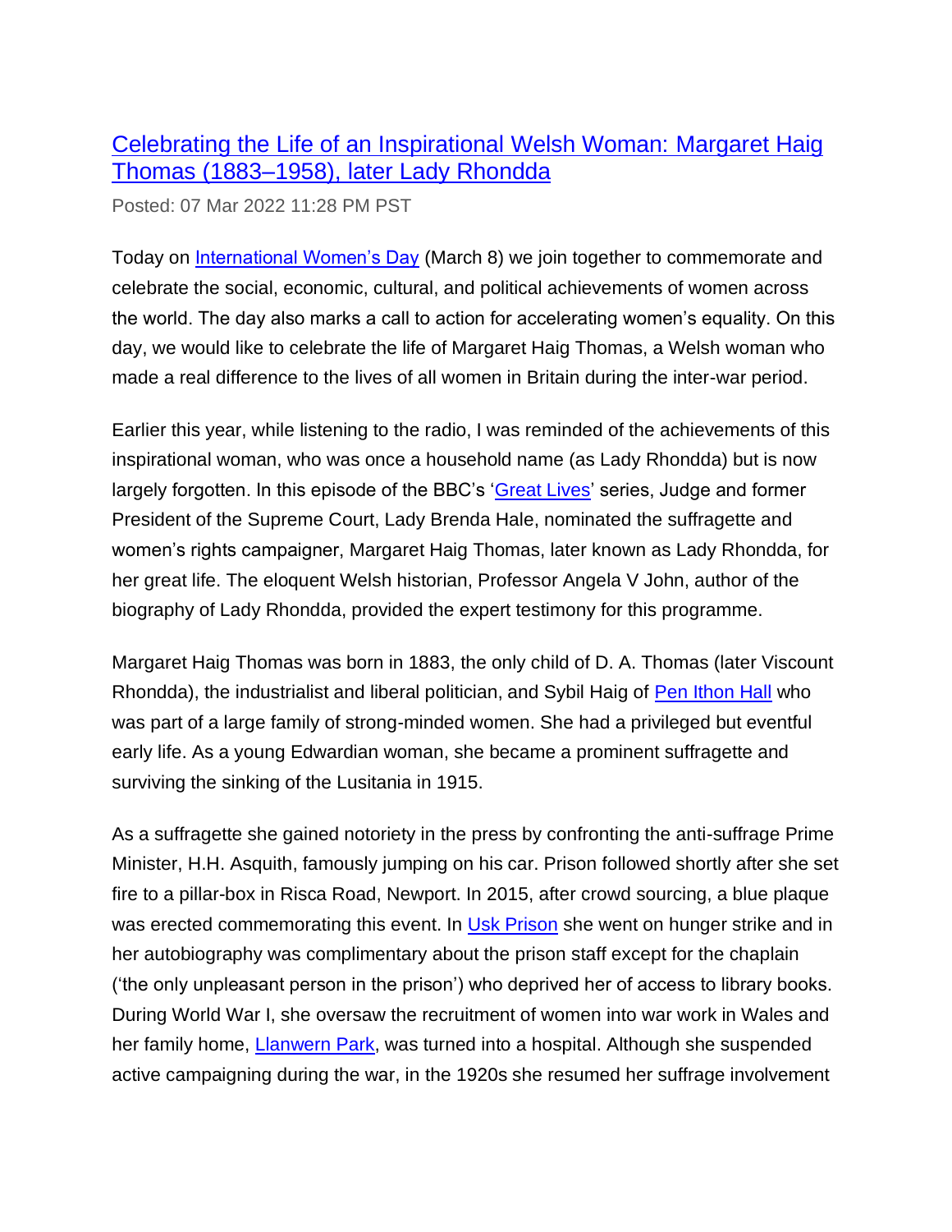# [Celebrating the Life of an Inspirational Welsh Woman: Margaret Haig Thomas (1883–1958), later Lady Rhondda]

Posted: 07 Mar 2022 11:28 PM PST

Today on [International Women's Day] (March 8) we join together to commemorate and celebrate the social, economic, cultural, and political achievements of women across the world. The day also marks a call to action for accelerating women's equality. On this day, we would like to celebrate the life of Margaret Haig Thomas, a Welsh woman who made a real difference to the lives of all women in Britain during the inter-war period.

Earlier this year, while listening to the radio, I was reminded of the achievements of this inspirational woman, who was once a household name (as Lady Rhondda) but is now largely forgotten. In this episode of the BBC's '[Great Lives]' series, Judge and former President of the Supreme Court, Lady Brenda Hale, nominated the suffragette and women's rights campaigner, Margaret Haig Thomas, later known as Lady Rhondda, for her great life. The eloquent Welsh historian, Professor Angela V John, author of the biography of Lady Rhondda, provided the expert testimony for this programme.

Margaret Haig Thomas was born in 1883, the only child of D. A. Thomas (later Viscount Rhondda), the industrialist and liberal politician, and Sybil Haig of [Pen Ithon Hall] who was part of a large family of strong-minded women. She had a privileged but eventful early life. As a young Edwardian woman, she became a prominent suffragette and surviving the sinking of the Lusitania in 1915.

As a suffragette she gained notoriety in the press by confronting the anti-suffrage Prime Minister, H.H. Asquith, famously jumping on his car. Prison followed shortly after she set fire to a pillar-box in Risca Road, Newport. In 2015, after crowd sourcing, a blue plaque was erected commemorating this event. In [Usk Prison] she went on hunger strike and in her autobiography was complimentary about the prison staff except for the chaplain ('the only unpleasant person in the prison') who deprived her of access to library books. During World War I, she oversaw the recruitment of women into war work in Wales and her family home, [Llanwern Park], was turned into a hospital. Although she suspended active campaigning during the war, in the 1920s she resumed her suffrage involvement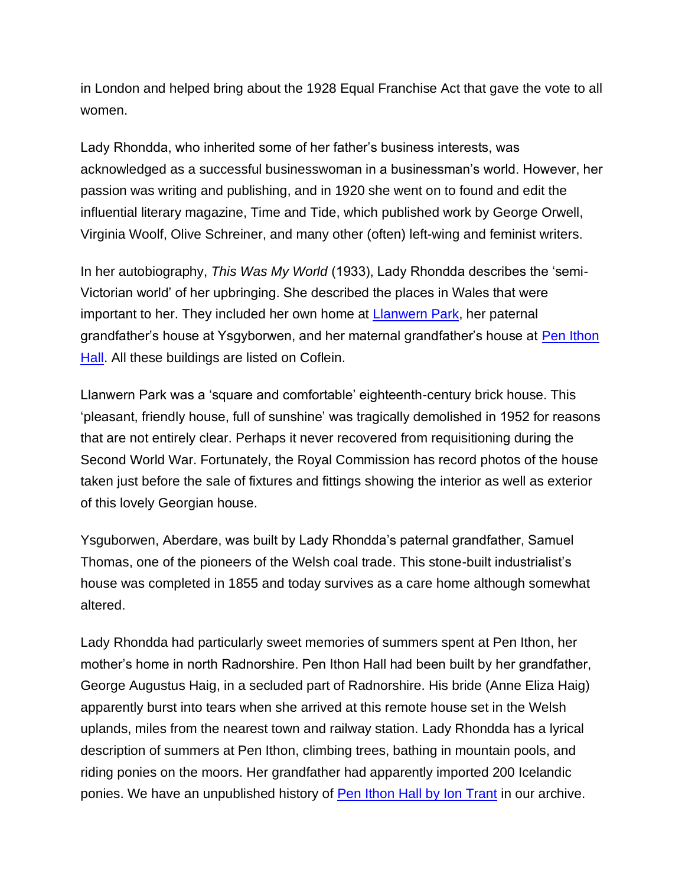in London and helped bring about the 1928 Equal Franchise Act that gave the vote to all women.

Lady Rhondda, who inherited some of her father's business interests, was acknowledged as a successful businesswoman in a businessman's world. However, her passion was writing and publishing, and in 1920 she went on to found and edit the influential literary magazine, Time and Tide, which published work by George Orwell, Virginia Woolf, Olive Schreiner, and many other (often) left-wing and feminist writers.

In her autobiography, *This Was My World* (1933), Lady Rhondda describes the 'semi-Victorian world' of her upbringing. She described the places in Wales that were important to her. They included her own home at Llanwern Park, her paternal grandfather's house at Ysgyborwen, and her maternal grandfather's house at Pen Ithon Hall. All these buildings are listed on Coflein.

Llanwern Park was a 'square and comfortable' eighteenth-century brick house. This 'pleasant, friendly house, full of sunshine' was tragically demolished in 1952 for reasons that are not entirely clear. Perhaps it never recovered from requisitioning during the Second World War. Fortunately, the Royal Commission has record photos of the house taken just before the sale of fixtures and fittings showing the interior as well as exterior of this lovely Georgian house.

Ysguborwen, Aberdare, was built by Lady Rhondda's paternal grandfather, Samuel Thomas, one of the pioneers of the Welsh coal trade. This stone-built industrialist's house was completed in 1855 and today survives as a care home although somewhat altered.

Lady Rhondda had particularly sweet memories of summers spent at Pen Ithon, her mother's home in north Radnorshire. Pen Ithon Hall had been built by her grandfather, George Augustus Haig, in a secluded part of Radnorshire. His bride (Anne Eliza Haig) apparently burst into tears when she arrived at this remote house set in the Welsh uplands, miles from the nearest town and railway station. Lady Rhondda has a lyrical description of summers at Pen Ithon, climbing trees, bathing in mountain pools, and riding ponies on the moors. Her grandfather had apparently imported 200 Icelandic ponies. We have an unpublished history of Pen Ithon Hall by Ion Trant in our archive.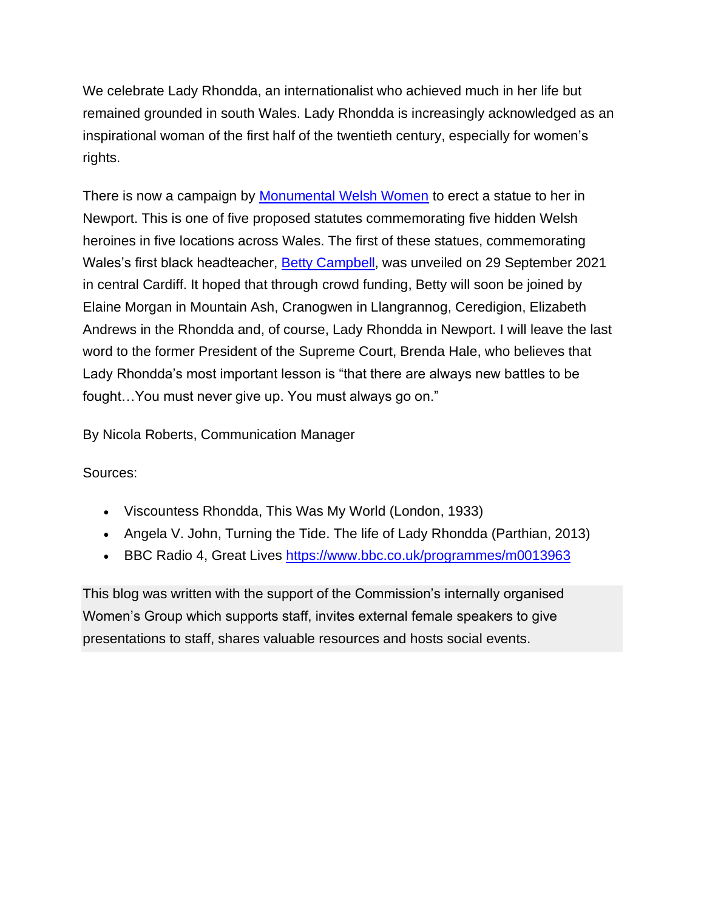We celebrate Lady Rhondda, an internationalist who achieved much in her life but remained grounded in south Wales. Lady Rhondda is increasingly acknowledged as an inspirational woman of the first half of the twentieth century, especially for women's rights.

There is now a campaign by [Monumental Welsh Women] to erect a statue to her in Newport. This is one of five proposed statutes commemorating five hidden Welsh heroines in five locations across Wales. The first of these statues, commemorating Wales's first black headteacher, [Betty Campbell], was unveiled on 29 September 2021 in central Cardiff. It hoped that through crowd funding, Betty will soon be joined by Elaine Morgan in Mountain Ash, Cranogwen in Llangrannog, Ceredigion, Elizabeth Andrews in the Rhondda and, of course, Lady Rhondda in Newport. I will leave the last word to the former President of the Supreme Court, Brenda Hale, who believes that Lady Rhondda's most important lesson is "that there are always new battles to be fought…You must never give up. You must always go on."

By Nicola Roberts, Communication Manager

Sources:

- Viscountess Rhondda, This Was My World (London, 1933)
- Angela V. John, Turning the Tide. The life of Lady Rhondda (Parthian, 2013)
- BBC Radio 4, Great Lives https://www.bbc.co.uk/programmes/m0013963

This blog was written with the support of the Commission's internally organised Women's Group which supports staff, invites external female speakers to give presentations to staff, shares valuable resources and hosts social events.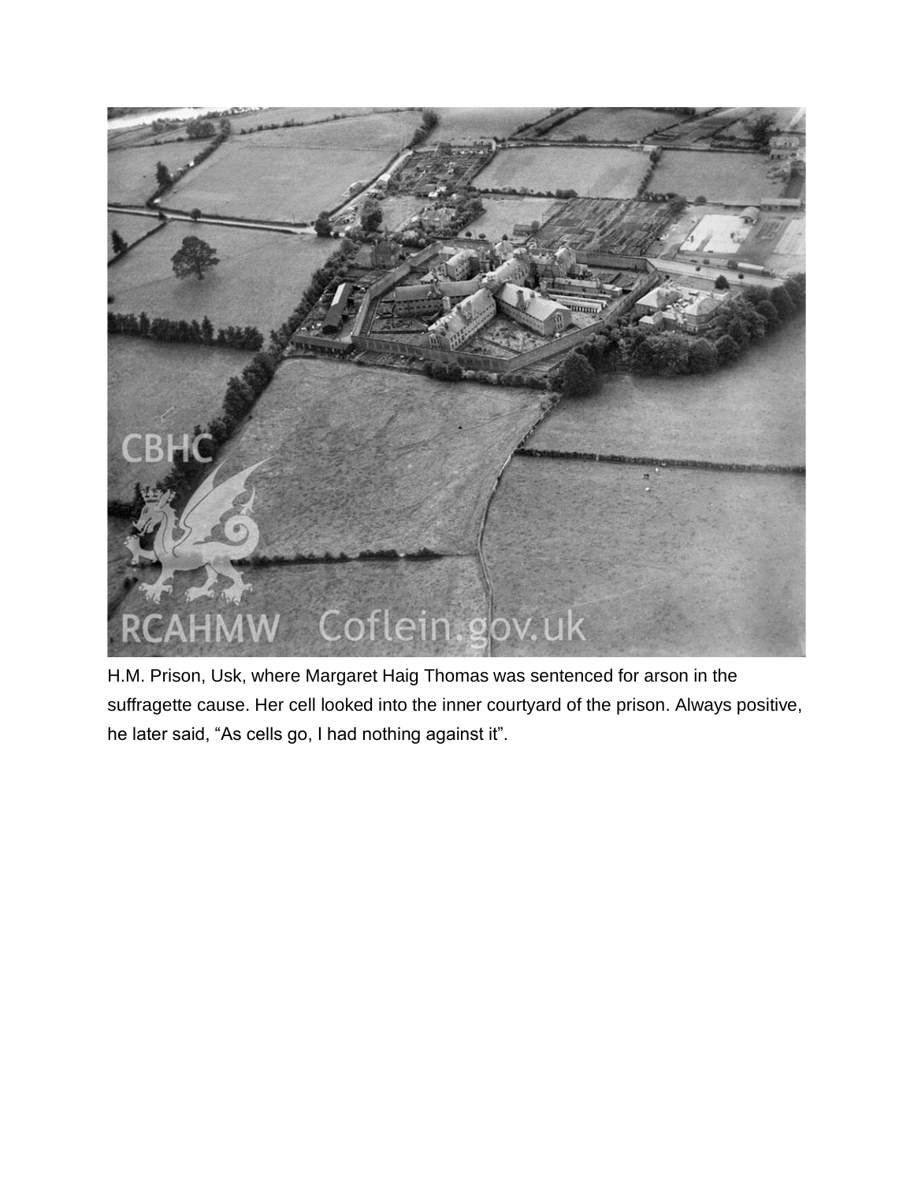H.M. Prison, Usk, where Margaret Haig Thomas was sentenced for arson in the suffragette cause. Her cell looked into the inner courtyard of the prison. Always positive, he later said, “As cells go, I had nothing against it”.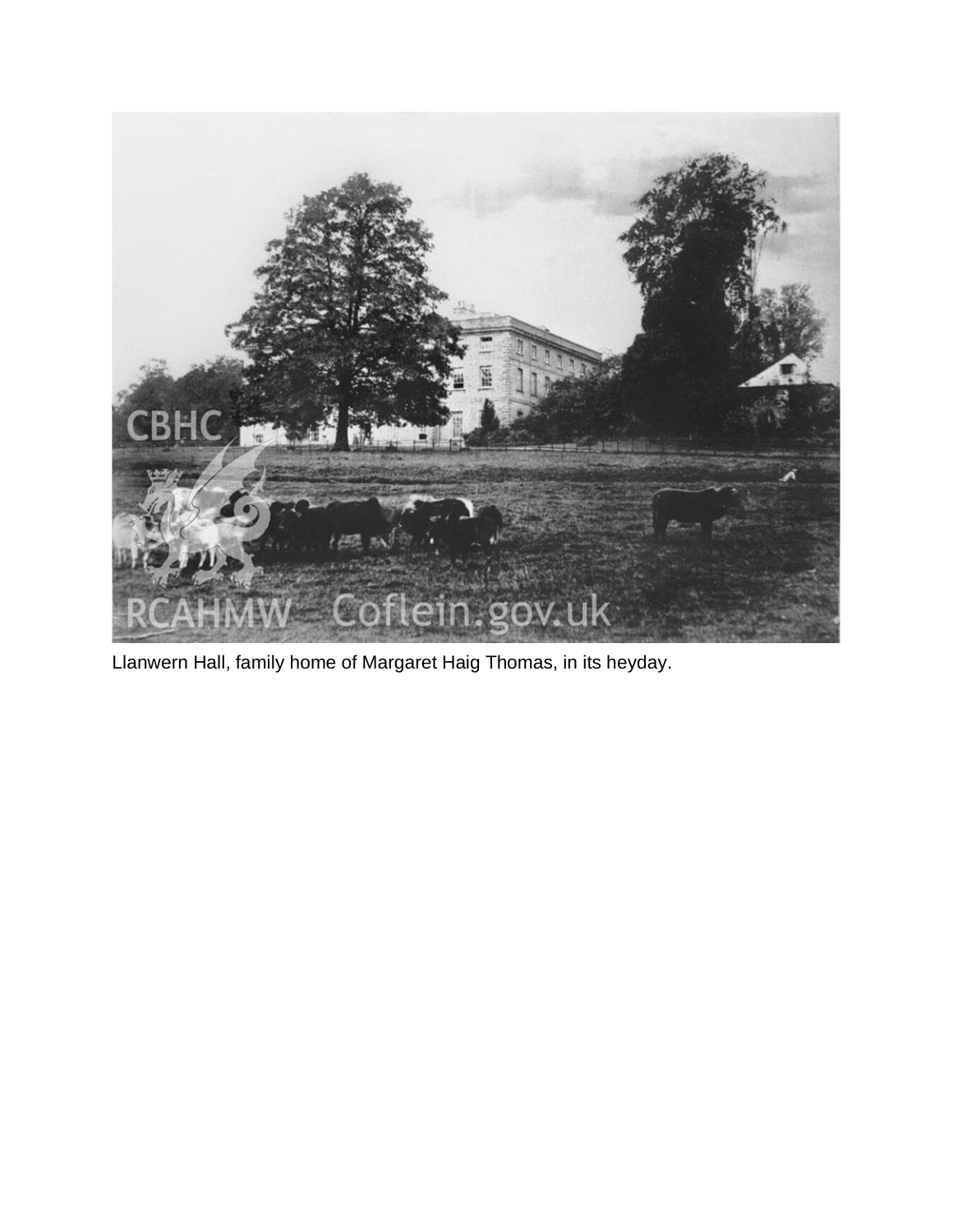Llanwern Hall, family home of Margaret Haig Thomas, in its heyday.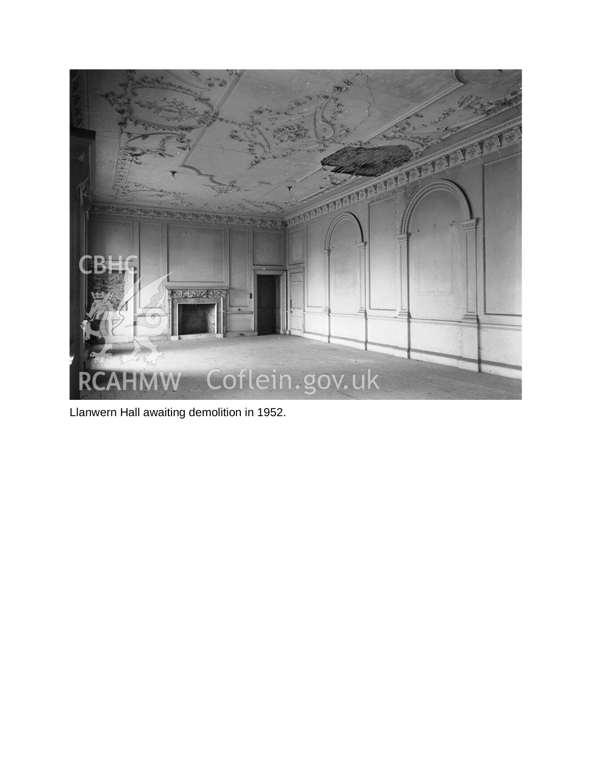Llanwern Hall awaiting demolition in 1952.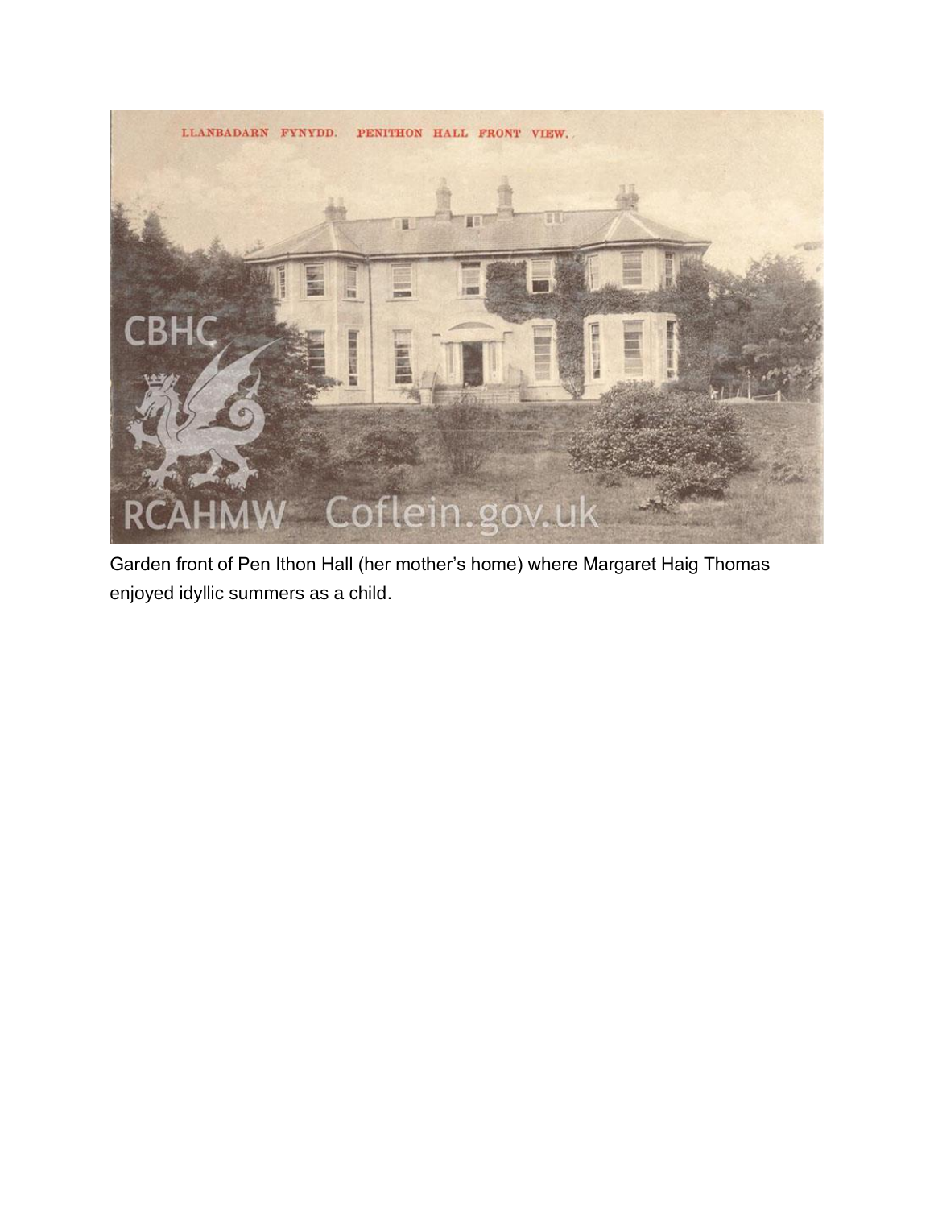Garden front of Pen Ithon Hall (her mother's home) where Margaret Haig Thomas enjoyed idyllic summers as a child.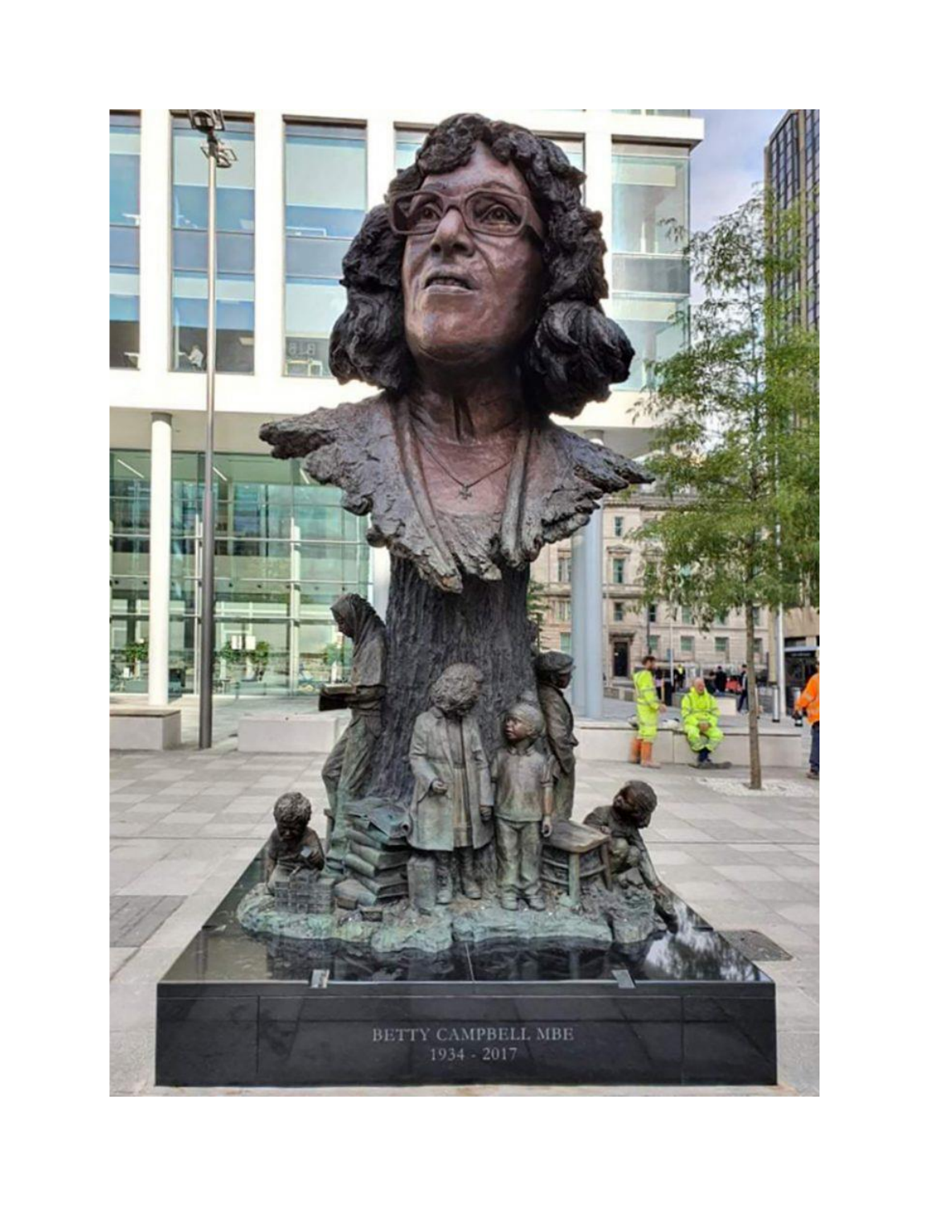BETTY CAMPBELL MBE

1934 - 2017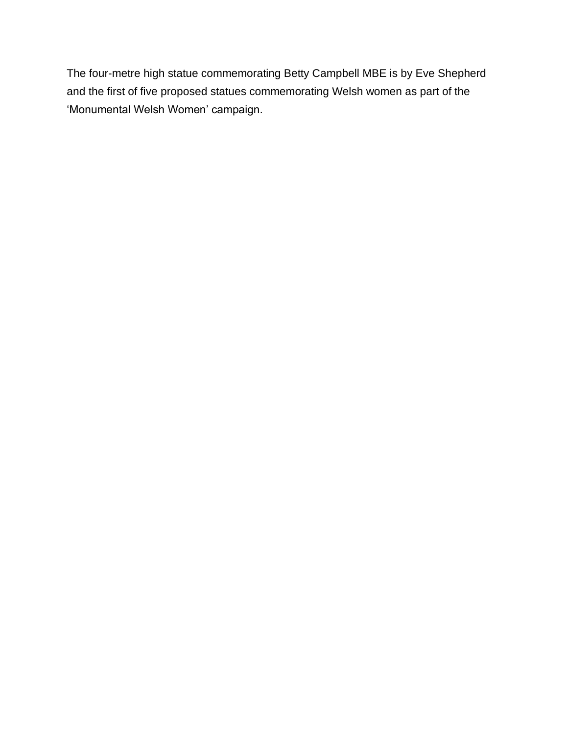The four-metre high statue commemorating Betty Campbell MBE is by Eve Shepherd and the first of five proposed statues commemorating Welsh women as part of the ‘Monumental Welsh Women’ campaign.